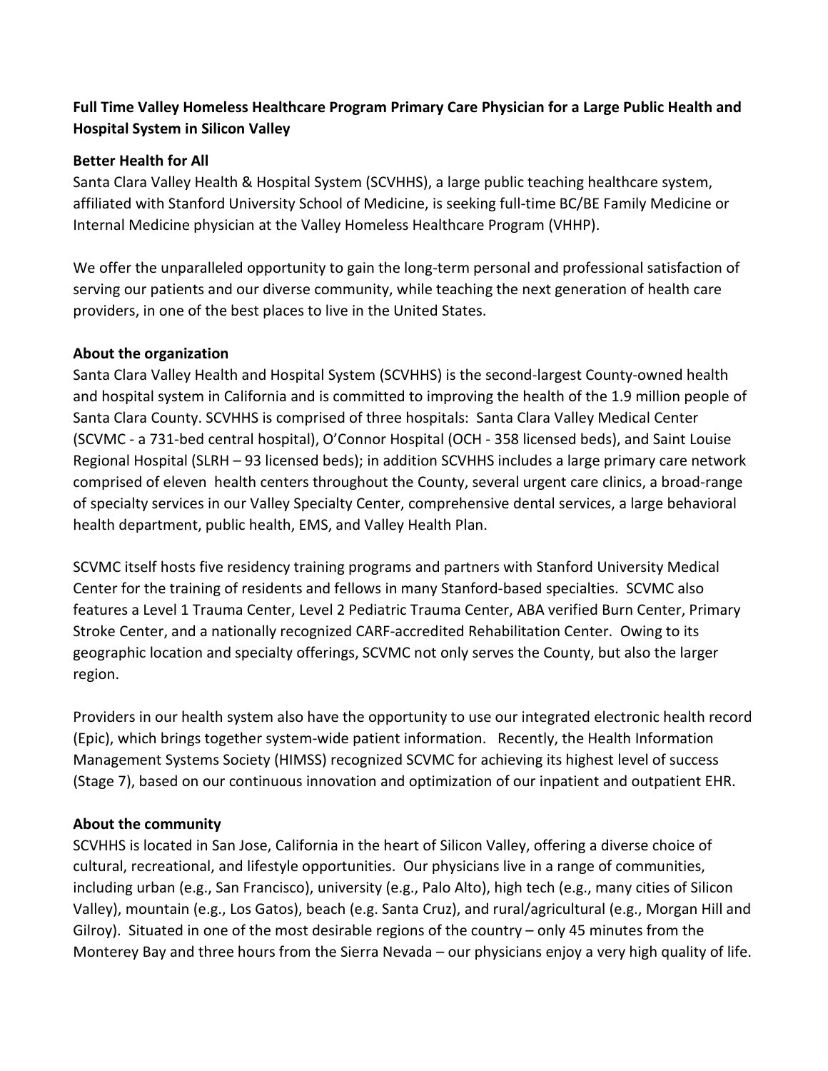**Full Time Valley Homeless Healthcare Program Primary Care Physician for a Large Public Health and Hospital System in Silicon Valley**

**Better Health for All**

Santa Clara Valley Health & Hospital System (SCVHHS), a large public teaching healthcare system, affiliated with Stanford University School of Medicine, is seeking full-time BC/BE Family Medicine or Internal Medicine physician at the Valley Homeless Healthcare Program (VHHP).

We offer the unparalleled opportunity to gain the long-term personal and professional satisfaction of serving our patients and our diverse community, while teaching the next generation of health care providers, in one of the best places to live in the United States.

**About the organization**

Santa Clara Valley Health and Hospital System (SCVHHS) is the second-largest County-owned health and hospital system in California and is committed to improving the health of the 1.9 million people of Santa Clara County. SCVHHS is comprised of three hospitals: Santa Clara Valley Medical Center (SCVMC - a 731-bed central hospital), O'Connor Hospital (OCH - 358 licensed beds), and Saint Louise Regional Hospital (SLRH – 93 licensed beds); in addition SCVHHS includes a large primary care network comprised of eleven health centers throughout the County, several urgent care clinics, a broad-range of specialty services in our Valley Specialty Center, comprehensive dental services, a large behavioral health department, public health, EMS, and Valley Health Plan.

SCVMC itself hosts five residency training programs and partners with Stanford University Medical Center for the training of residents and fellows in many Stanford-based specialties. SCVMC also features a Level 1 Trauma Center, Level 2 Pediatric Trauma Center, ABA verified Burn Center, Primary Stroke Center, and a nationally recognized CARF-accredited Rehabilitation Center. Owing to its geographic location and specialty offerings, SCVMC not only serves the County, but also the larger region.

Providers in our health system also have the opportunity to use our integrated electronic health record (Epic), which brings together system-wide patient information. Recently, the Health Information Management Systems Society (HIMSS) recognized SCVMC for achieving its highest level of success (Stage 7), based on our continuous innovation and optimization of our inpatient and outpatient EHR.

**About the community**

SCVHHS is located in San Jose, California in the heart of Silicon Valley, offering a diverse choice of cultural, recreational, and lifestyle opportunities. Our physicians live in a range of communities, including urban (e.g., San Francisco), university (e.g., Palo Alto), high tech (e.g., many cities of Silicon Valley), mountain (e.g., Los Gatos), beach (e.g. Santa Cruz), and rural/agricultural (e.g., Morgan Hill and Gilroy). Situated in one of the most desirable regions of the country – only 45 minutes from the Monterey Bay and three hours from the Sierra Nevada – our physicians enjoy a very high quality of life.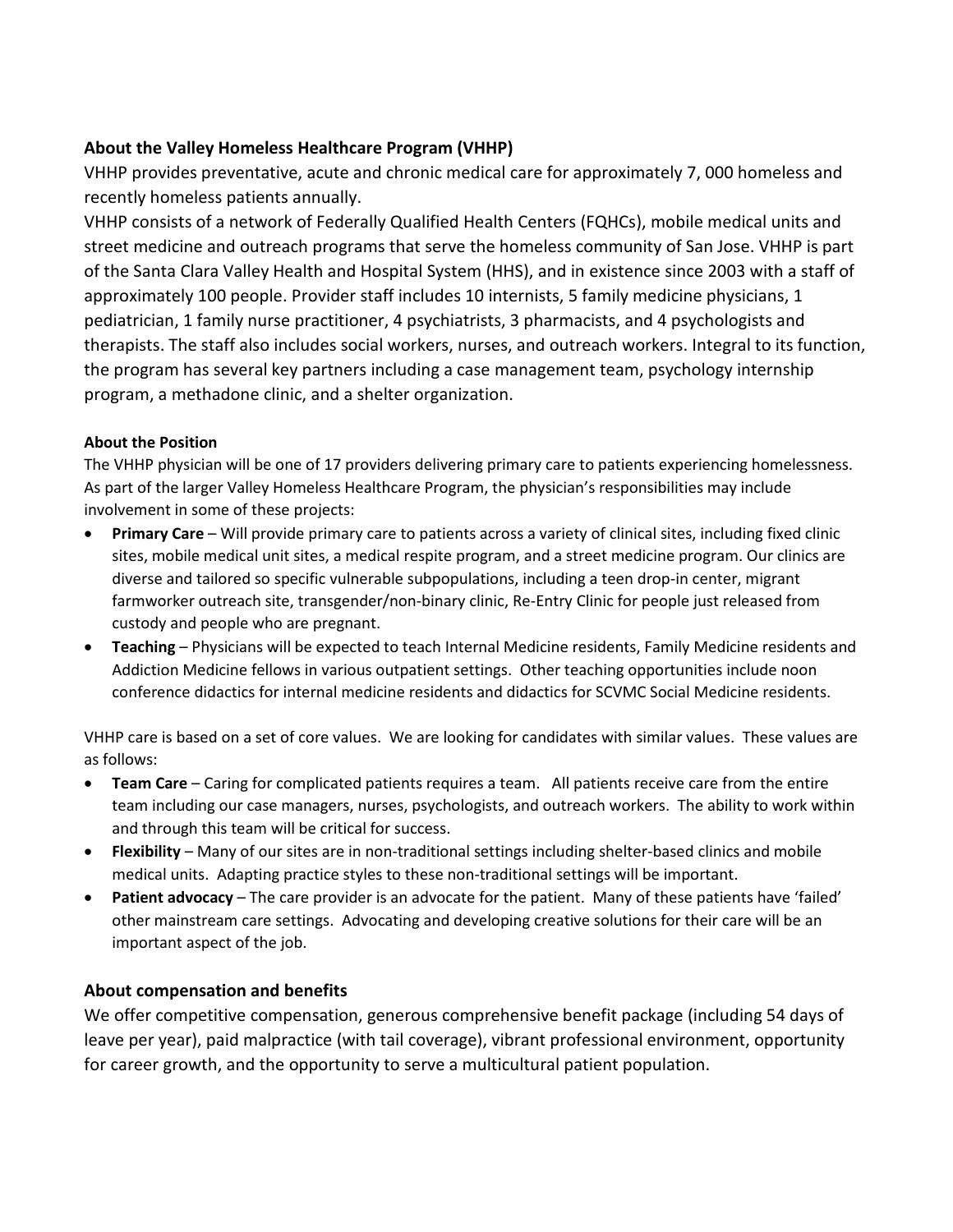### About the Valley Homeless Healthcare Program (VHHP)

VHHP provides preventative, acute and chronic medical care for approximately 7, 000 homeless and recently homeless patients annually.

VHHP consists of a network of Federally Qualified Health Centers (FQHCs), mobile medical units and street medicine and outreach programs that serve the homeless community of San Jose. VHHP is part of the Santa Clara Valley Health and Hospital System (HHS), and in existence since 2003 with a staff of approximately 100 people. Provider staff includes 10 internists, 5 family medicine physicians, 1 pediatrician, 1 family nurse practitioner, 4 psychiatrists, 3 pharmacists, and 4 psychologists and therapists. The staff also includes social workers, nurses, and outreach workers. Integral to its function, the program has several key partners including a case management team, psychology internship program, a methadone clinic, and a shelter organization.

#### About the Position

The VHHP physician will be one of 17 providers delivering primary care to patients experiencing homelessness. As part of the larger Valley Homeless Healthcare Program, the physician's responsibilities may include involvement in some of these projects:

- **Primary Care** – Will provide primary care to patients across a variety of clinical sites, including fixed clinic sites, mobile medical unit sites, a medical respite program, and a street medicine program. Our clinics are diverse and tailored so specific vulnerable subpopulations, including a teen drop-in center, migrant farmworker outreach site, transgender/non-binary clinic, Re-Entry Clinic for people just released from custody and people who are pregnant.
- **Teaching** – Physicians will be expected to teach Internal Medicine residents, Family Medicine residents and Addiction Medicine fellows in various outpatient settings. Other teaching opportunities include noon conference didactics for internal medicine residents and didactics for SCVMC Social Medicine residents.

VHHP care is based on a set of core values. We are looking for candidates with similar values. These values are as follows:

- **Team Care** – Caring for complicated patients requires a team. All patients receive care from the entire team including our case managers, nurses, psychologists, and outreach workers. The ability to work within and through this team will be critical for success.
- **Flexibility** – Many of our sites are in non-traditional settings including shelter-based clinics and mobile medical units. Adapting practice styles to these non-traditional settings will be important.
- **Patient advocacy** – The care provider is an advocate for the patient. Many of these patients have 'failed' other mainstream care settings. Advocating and developing creative solutions for their care will be an important aspect of the job.

### About compensation and benefits

We offer competitive compensation, generous comprehensive benefit package (including 54 days of leave per year), paid malpractice (with tail coverage), vibrant professional environment, opportunity for career growth, and the opportunity to serve a multicultural patient population.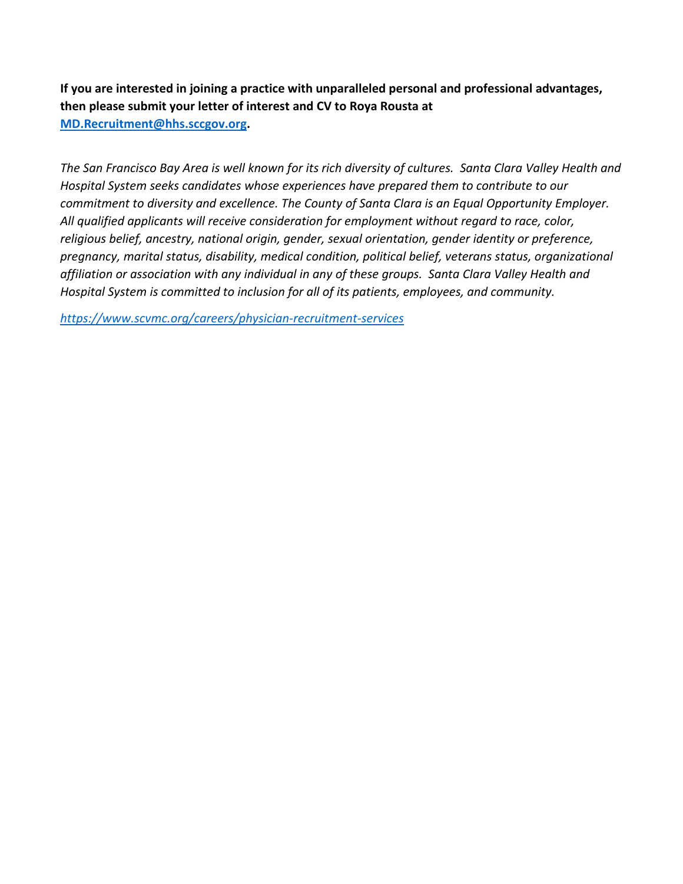**If you are interested in joining a practice with unparalleled personal and professional advantages, then please submit your letter of interest and CV to Roya Rousta at [MD.Recruitment@hhs.sccgov.org](mailto:MD.Recruitment@hhs.sccgov.org).**

*The San Francisco Bay Area is well known for its rich diversity of cultures. Santa Clara Valley Health and Hospital System seeks candidates whose experiences have prepared them to contribute to our commitment to diversity and excellence. The County of Santa Clara is an Equal Opportunity Employer. All qualified applicants will receive consideration for employment without regard to race, color, religious belief, ancestry, national origin, gender, sexual orientation, gender identity or preference, pregnancy, marital status, disability, medical condition, political belief, veterans status, organizational affiliation or association with any individual in any of these groups. Santa Clara Valley Health and Hospital System is committed to inclusion for all of its patients, employees, and community.*

*[https://www.scvmc.org/careers/physician-recruitment-services](https://www.scvmc.org/careers/physician-recruitment-services)*